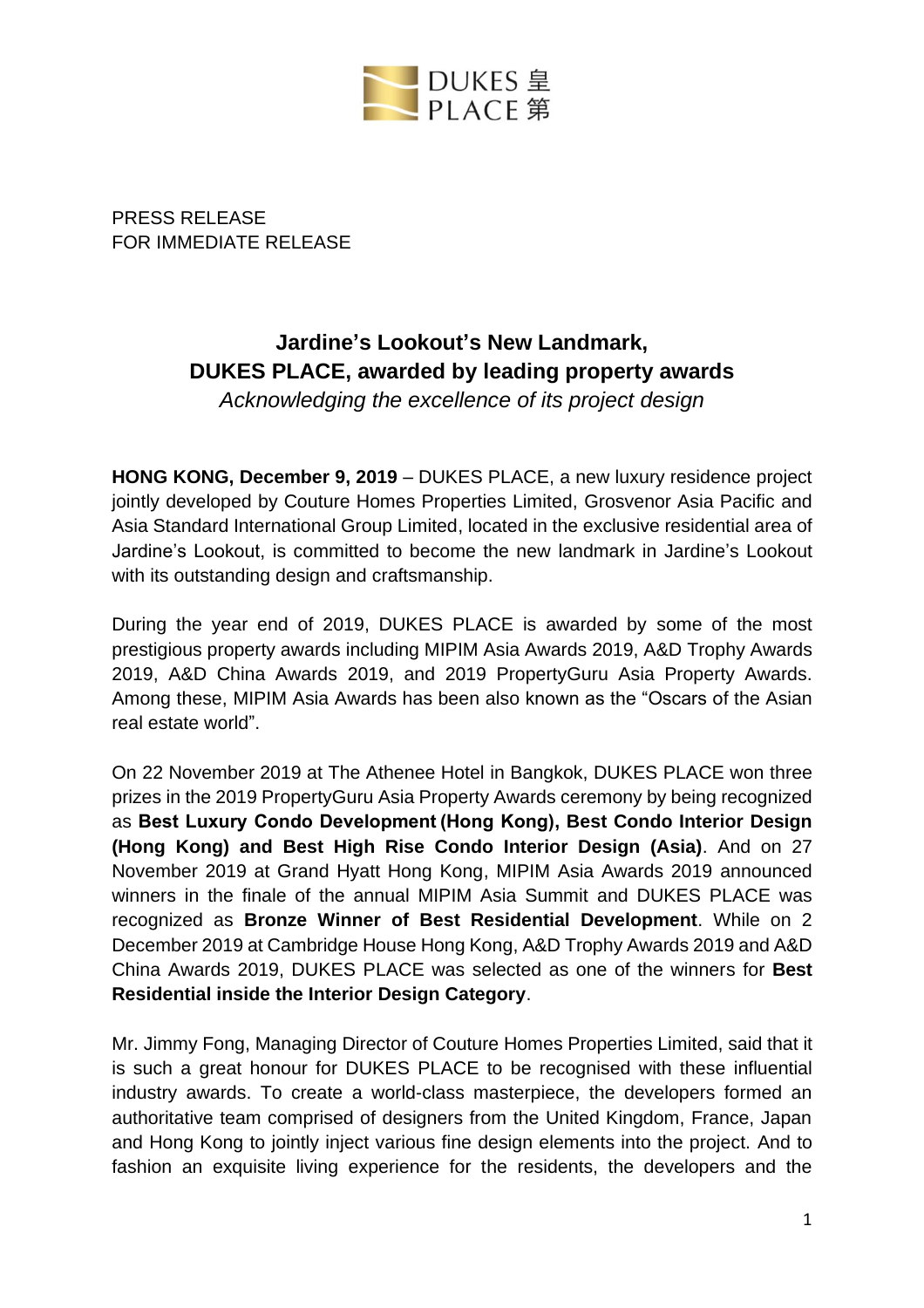DUKES 皇
PLACE 第

PRESS RELEASE
FOR IMMEDIATE RELEASE

# Jardine's Lookout's New Landmark, DUKES PLACE, awarded by leading property awards

*Acknowledging the excellence of its project design*

**HONG KONG, December 9, 2019** – DUKES PLACE, a new luxury residence project jointly developed by Couture Homes Properties Limited, Grosvenor Asia Pacific and Asia Standard International Group Limited, located in the exclusive residential area of Jardine's Lookout, is committed to become the new landmark in Jardine's Lookout with its outstanding design and craftsmanship.

During the year end of 2019, DUKES PLACE is awarded by some of the most prestigious property awards including MIPIM Asia Awards 2019, A&D Trophy Awards 2019, A&D China Awards 2019, and 2019 PropertyGuru Asia Property Awards. Among these, MIPIM Asia Awards has been also known as the "Oscars of the Asian real estate world".

On 22 November 2019 at The Athenee Hotel in Bangkok, DUKES PLACE won three prizes in the 2019 PropertyGuru Asia Property Awards ceremony by being recognized as **Best Luxury Condo Development (Hong Kong), Best Condo Interior Design (Hong Kong) and Best High Rise Condo Interior Design (Asia)**. And on 27 November 2019 at Grand Hyatt Hong Kong, MIPIM Asia Awards 2019 announced winners in the finale of the annual MIPIM Asia Summit and DUKES PLACE was recognized as **Bronze Winner of Best Residential Development**. While on 2 December 2019 at Cambridge House Hong Kong, A&D Trophy Awards 2019 and A&D China Awards 2019, DUKES PLACE was selected as one of the winners for **Best Residential inside the Interior Design Category**.

Mr. Jimmy Fong, Managing Director of Couture Homes Properties Limited, said that it is such a great honour for DUKES PLACE to be recognised with these influential industry awards. To create a world-class masterpiece, the developers formed an authoritative team comprised of designers from the United Kingdom, France, Japan and Hong Kong to jointly inject various fine design elements into the project. And to fashion an exquisite living experience for the residents, the developers and the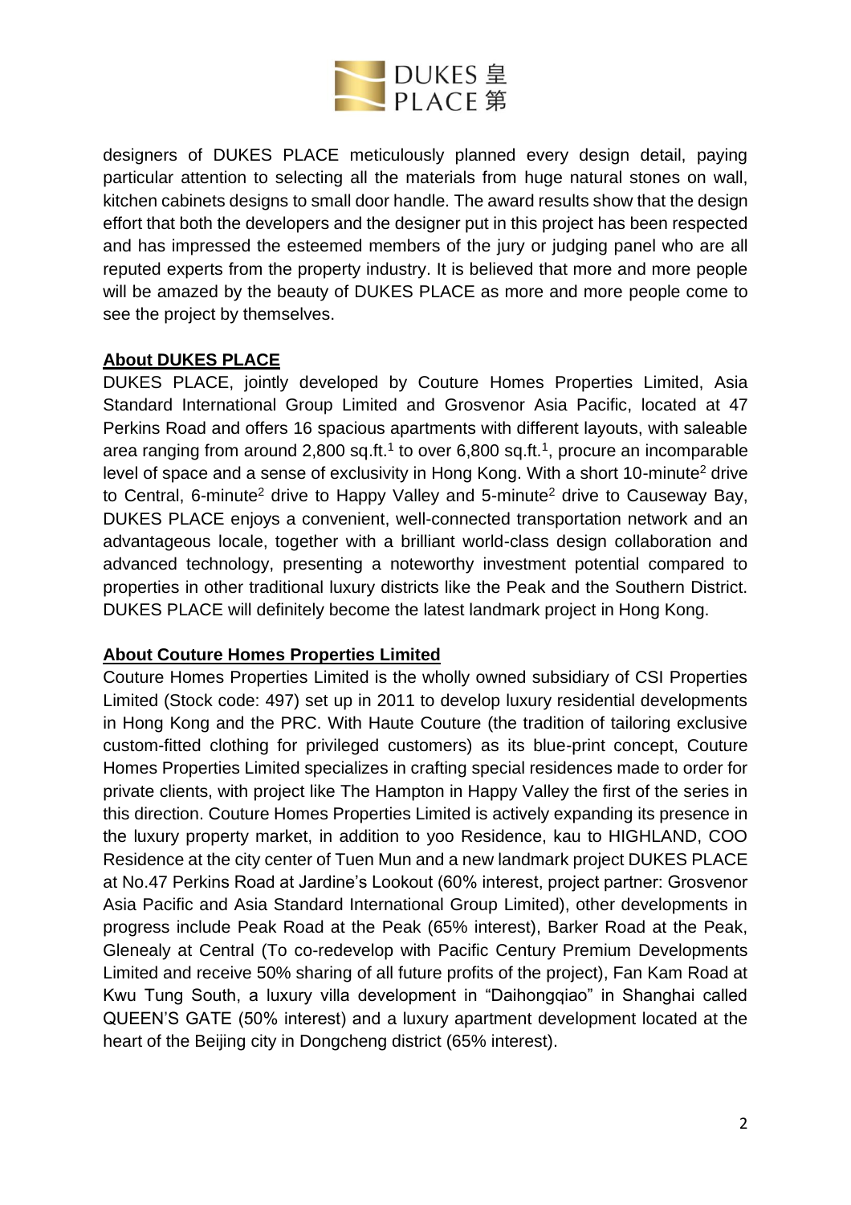designers of DUKES PLACE meticulously planned every design detail, paying particular attention to selecting all the materials from huge natural stones on wall, kitchen cabinets designs to small door handle. The award results show that the design effort that both the developers and the designer put in this project has been respected and has impressed the esteemed members of the jury or judging panel who are all reputed experts from the property industry. It is believed that more and more people will be amazed by the beauty of DUKES PLACE as more and more people come to see the project by themselves.

**About DUKES PLACE**

DUKES PLACE, jointly developed by Couture Homes Properties Limited, Asia Standard International Group Limited and Grosvenor Asia Pacific, located at 47 Perkins Road and offers 16 spacious apartments with different layouts, with saleable area ranging from around 2,800 sq.ft.[1] to over 6,800 sq.ft.[1], procure an incomparable level of space and a sense of exclusivity in Hong Kong. With a short 10-minute[2] drive to Central, 6-minute[2] drive to Happy Valley and 5-minute[2] drive to Causeway Bay, DUKES PLACE enjoys a convenient, well-connected transportation network and an advantageous locale, together with a brilliant world-class design collaboration and advanced technology, presenting a noteworthy investment potential compared to properties in other traditional luxury districts like the Peak and the Southern District. DUKES PLACE will definitely become the latest landmark project in Hong Kong.

**About Couture Homes Properties Limited**

Couture Homes Properties Limited is the wholly owned subsidiary of CSI Properties Limited (Stock code: 497) set up in 2011 to develop luxury residential developments in Hong Kong and the PRC. With Haute Couture (the tradition of tailoring exclusive custom-fitted clothing for privileged customers) as its blue-print concept, Couture Homes Properties Limited specializes in crafting special residences made to order for private clients, with project like The Hampton in Happy Valley the first of the series in this direction. Couture Homes Properties Limited is actively expanding its presence in the luxury property market, in addition to yoo Residence, kau to HIGHLAND, COO Residence at the city center of Tuen Mun and a new landmark project DUKES PLACE at No.47 Perkins Road at Jardine's Lookout (60% interest, project partner: Grosvenor Asia Pacific and Asia Standard International Group Limited), other developments in progress include Peak Road at the Peak (65% interest), Barker Road at the Peak, Glenealy at Central (To co-redevelop with Pacific Century Premium Developments Limited and receive 50% sharing of all future profits of the project), Fan Kam Road at Kwu Tung South, a luxury villa development in "Daihongqiao" in Shanghai called QUEEN'S GATE (50% interest) and a luxury apartment development located at the heart of the Beijing city in Dongcheng district (65% interest).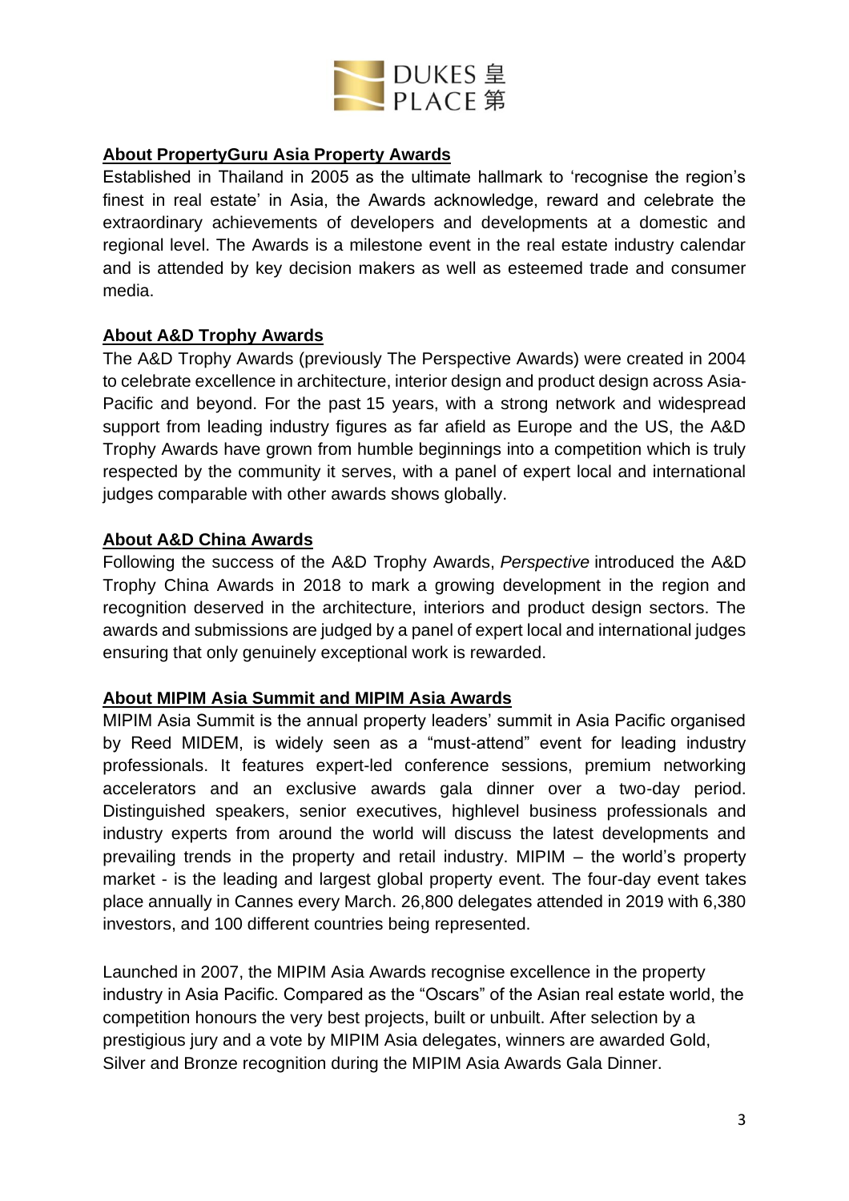## About PropertyGuru Asia Property Awards

Established in Thailand in 2005 as the ultimate hallmark to 'recognise the region's finest in real estate' in Asia, the Awards acknowledge, reward and celebrate the extraordinary achievements of developers and developments at a domestic and regional level. The Awards is a milestone event in the real estate industry calendar and is attended by key decision makers as well as esteemed trade and consumer media.

## About A&D Trophy Awards

The A&D Trophy Awards (previously The Perspective Awards) were created in 2004 to celebrate excellence in architecture, interior design and product design across Asia-Pacific and beyond. For the past 15 years, with a strong network and widespread support from leading industry figures as far afield as Europe and the US, the A&D Trophy Awards have grown from humble beginnings into a competition which is truly respected by the community it serves, with a panel of expert local and international judges comparable with other awards shows globally.

## About A&D China Awards

Following the success of the A&D Trophy Awards, *Perspective* introduced the A&D Trophy China Awards in 2018 to mark a growing development in the region and recognition deserved in the architecture, interiors and product design sectors. The awards and submissions are judged by a panel of expert local and international judges ensuring that only genuinely exceptional work is rewarded.

## About MIPIM Asia Summit and MIPIM Asia Awards

MIPIM Asia Summit is the annual property leaders' summit in Asia Pacific organised by Reed MIDEM, is widely seen as a "must-attend" event for leading industry professionals. It features expert-led conference sessions, premium networking accelerators and an exclusive awards gala dinner over a two-day period. Distinguished speakers, senior executives, highlevel business professionals and industry experts from around the world will discuss the latest developments and prevailing trends in the property and retail industry. MIPIM – the world's property market - is the leading and largest global property event. The four-day event takes place annually in Cannes every March. 26,800 delegates attended in 2019 with 6,380 investors, and 100 different countries being represented.

Launched in 2007, the MIPIM Asia Awards recognise excellence in the property industry in Asia Pacific. Compared as the "Oscars" of the Asian real estate world, the competition honours the very best projects, built or unbuilt. After selection by a prestigious jury and a vote by MIPIM Asia delegates, winners are awarded Gold, Silver and Bronze recognition during the MIPIM Asia Awards Gala Dinner.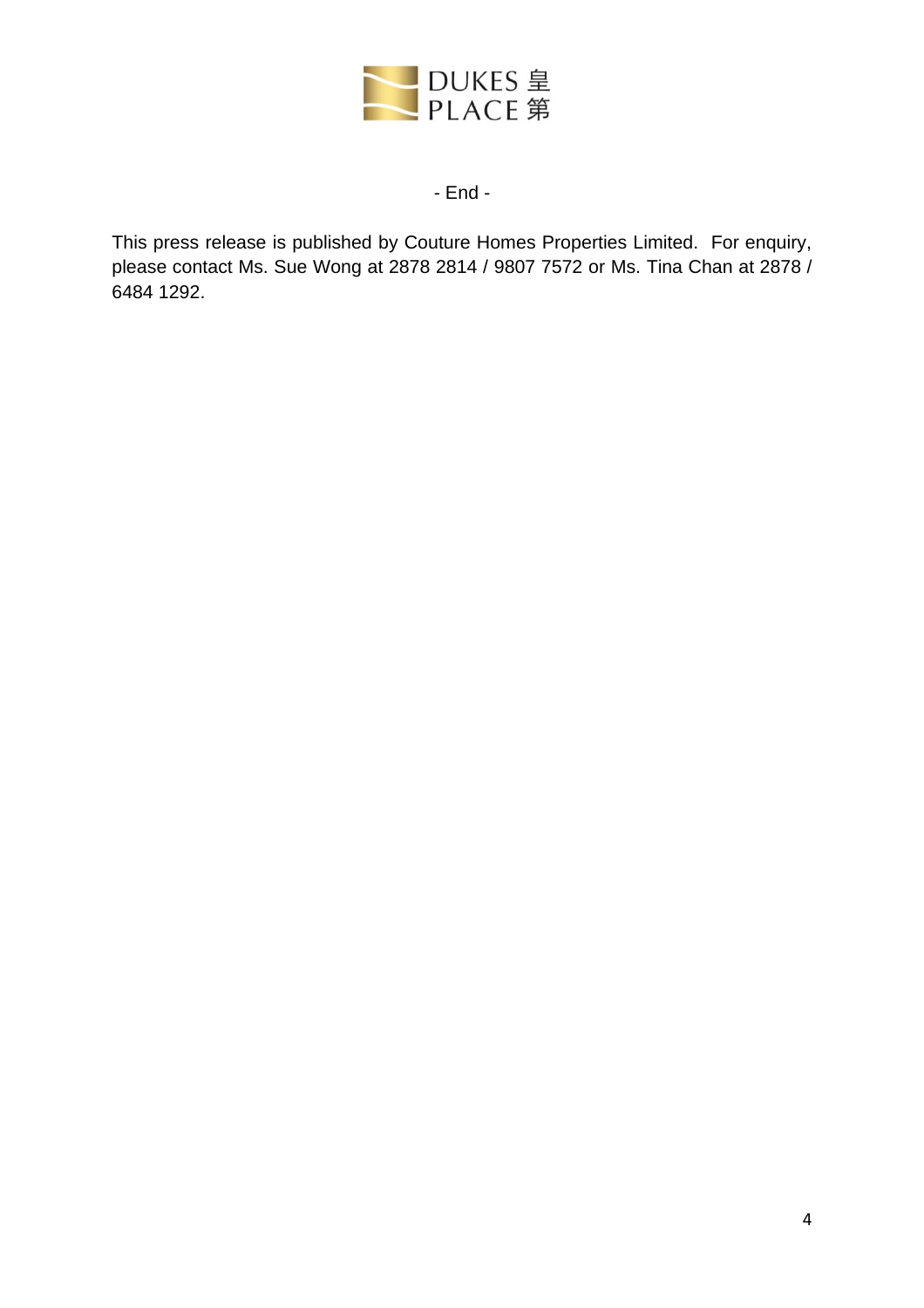- End -

This press release is published by Couture Homes Properties Limited. For enquiry, please contact Ms. Sue Wong at 2878 2814 / 9807 7572 or Ms. Tina Chan at 2878 / 6484 1292.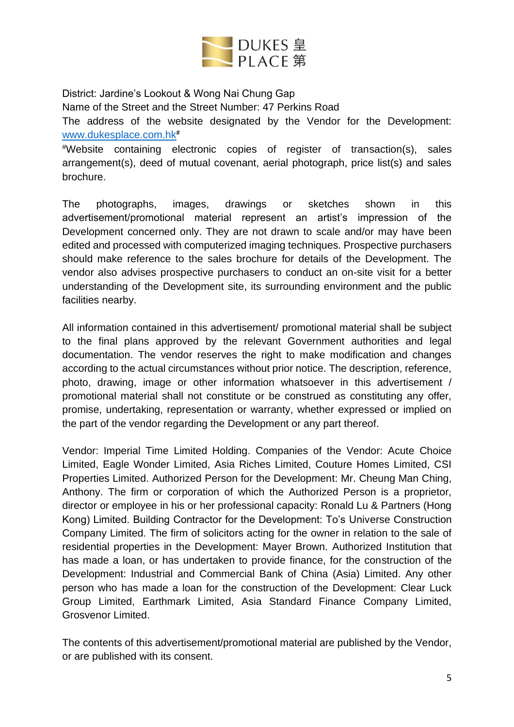DUKES 皇
PLACE 第

District: Jardine's Lookout & Wong Nai Chung Gap

Name of the Street and the Street Number: 47 Perkins Road

The address of the website designated by the Vendor for the Development: www.dukesplace.com.hk#

#Website containing electronic copies of register of transaction(s), sales arrangement(s), deed of mutual covenant, aerial photograph, price list(s) and sales brochure.

The photographs, images, drawings or sketches shown in this advertisement/promotional material represent an artist's impression of the Development concerned only. They are not drawn to scale and/or may have been edited and processed with computerized imaging techniques. Prospective purchasers should make reference to the sales brochure for details of the Development. The vendor also advises prospective purchasers to conduct an on-site visit for a better understanding of the Development site, its surrounding environment and the public facilities nearby.

All information contained in this advertisement/ promotional material shall be subject to the final plans approved by the relevant Government authorities and legal documentation. The vendor reserves the right to make modification and changes according to the actual circumstances without prior notice. The description, reference, photo, drawing, image or other information whatsoever in this advertisement / promotional material shall not constitute or be construed as constituting any offer, promise, undertaking, representation or warranty, whether expressed or implied on the part of the vendor regarding the Development or any part thereof.

Vendor: Imperial Time Limited Holding. Companies of the Vendor: Acute Choice Limited, Eagle Wonder Limited, Asia Riches Limited, Couture Homes Limited, CSI Properties Limited. Authorized Person for the Development: Mr. Cheung Man Ching, Anthony. The firm or corporation of which the Authorized Person is a proprietor, director or employee in his or her professional capacity: Ronald Lu & Partners (Hong Kong) Limited. Building Contractor for the Development: To's Universe Construction Company Limited. The firm of solicitors acting for the owner in relation to the sale of residential properties in the Development: Mayer Brown. Authorized Institution that has made a loan, or has undertaken to provide finance, for the construction of the Development: Industrial and Commercial Bank of China (Asia) Limited. Any other person who has made a loan for the construction of the Development: Clear Luck Group Limited, Earthmark Limited, Asia Standard Finance Company Limited, Grosvenor Limited.

The contents of this advertisement/promotional material are published by the Vendor, or are published with its consent.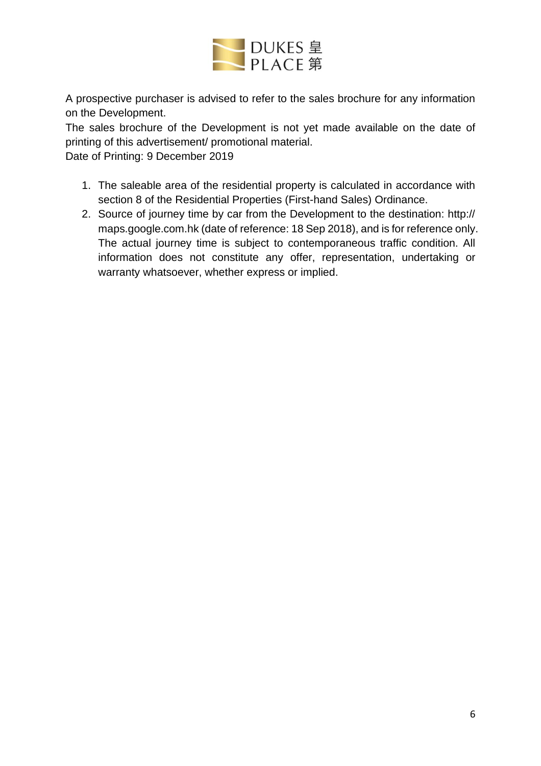DUKES 皇
PLACE 第

A prospective purchaser is advised to refer to the sales brochure for any information on the Development.
The sales brochure of the Development is not yet made available on the date of printing of this advertisement/ promotional material.
Date of Printing: 9 December 2019

1. The saleable area of the residential property is calculated in accordance with section 8 of the Residential Properties (First-hand Sales) Ordinance.
2. Source of journey time by car from the Development to the destination: http://maps.google.com.hk (date of reference: 18 Sep 2018), and is for reference only. The actual journey time is subject to contemporaneous traffic condition. All information does not constitute any offer, representation, undertaking or warranty whatsoever, whether express or implied.